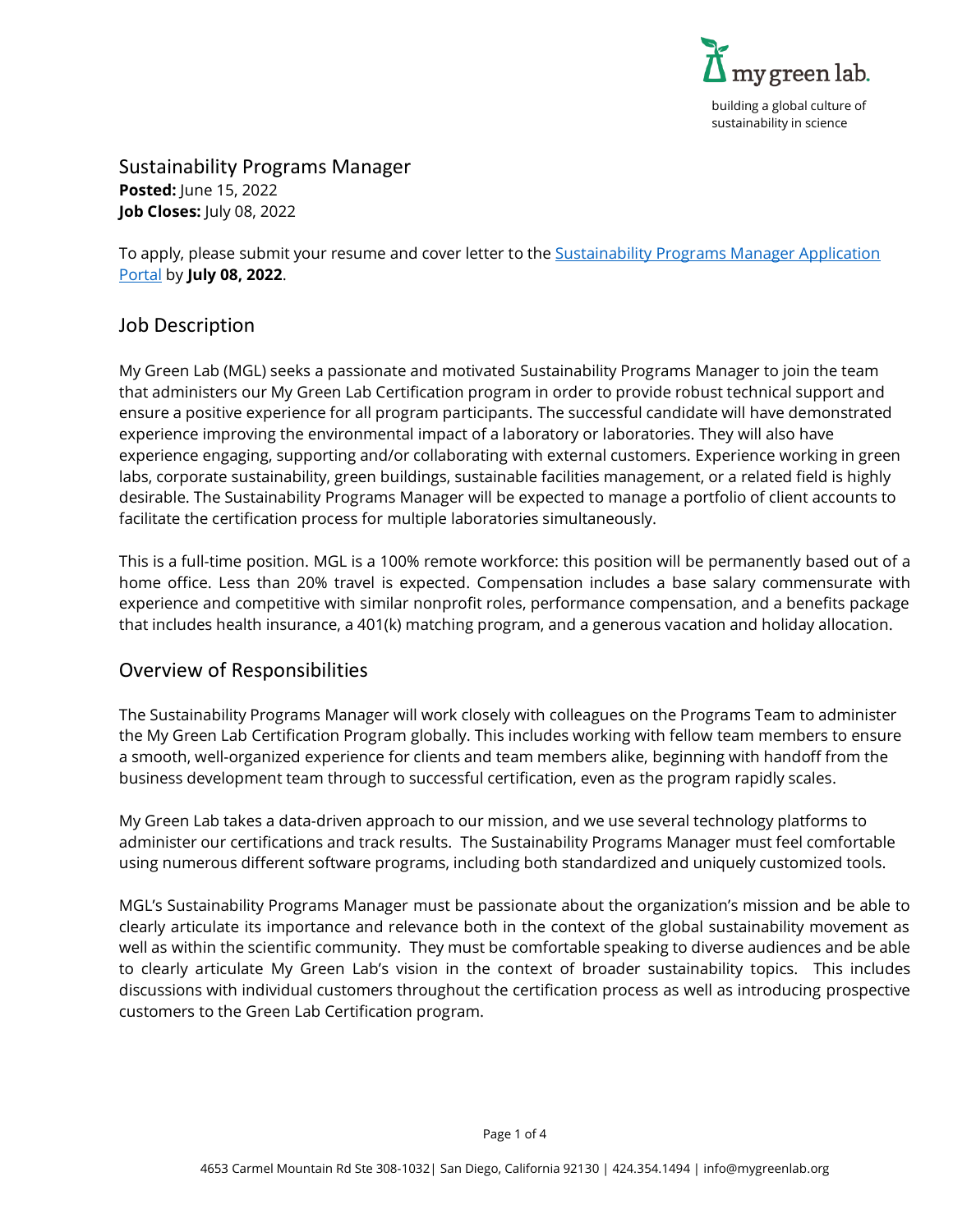my green lab.

building a global culture of sustainability in science

# Sustainability Programs Manager

**Posted:** June 15, 2022
**Job Closes:** July 08, 2022

To apply, please submit your resume and cover letter to the Sustainability Programs Manager Application Portal by **July 08, 2022**.

## Job Description

My Green Lab (MGL) seeks a passionate and motivated Sustainability Programs Manager to join the team that administers our My Green Lab Certification program in order to provide robust technical support and ensure a positive experience for all program participants. The successful candidate will have demonstrated experience improving the environmental impact of a laboratory or laboratories. They will also have experience engaging, supporting and/or collaborating with external customers. Experience working in green labs, corporate sustainability, green buildings, sustainable facilities management, or a related field is highly desirable. The Sustainability Programs Manager will be expected to manage a portfolio of client accounts to facilitate the certification process for multiple laboratories simultaneously.

This is a full-time position. MGL is a 100% remote workforce: this position will be permanently based out of a home office. Less than 20% travel is expected. Compensation includes a base salary commensurate with experience and competitive with similar nonprofit roles, performance compensation, and a benefits package that includes health insurance, a 401(k) matching program, and a generous vacation and holiday allocation.

## Overview of Responsibilities

The Sustainability Programs Manager will work closely with colleagues on the Programs Team to administer the My Green Lab Certification Program globally. This includes working with fellow team members to ensure a smooth, well-organized experience for clients and team members alike, beginning with handoff from the business development team through to successful certification, even as the program rapidly scales.

My Green Lab takes a data-driven approach to our mission, and we use several technology platforms to administer our certifications and track results. The Sustainability Programs Manager must feel comfortable using numerous different software programs, including both standardized and uniquely customized tools.

MGL's Sustainability Programs Manager must be passionate about the organization's mission and be able to clearly articulate its importance and relevance both in the context of the global sustainability movement as well as within the scientific community. They must be comfortable speaking to diverse audiences and be able to clearly articulate My Green Lab's vision in the context of broader sustainability topics. This includes discussions with individual customers throughout the certification process as well as introducing prospective customers to the Green Lab Certification program.

4653 Carmel Mountain Rd Ste 308-1032| San Diego, California 92130 | 424.354.1494 | info@mygreenlab.org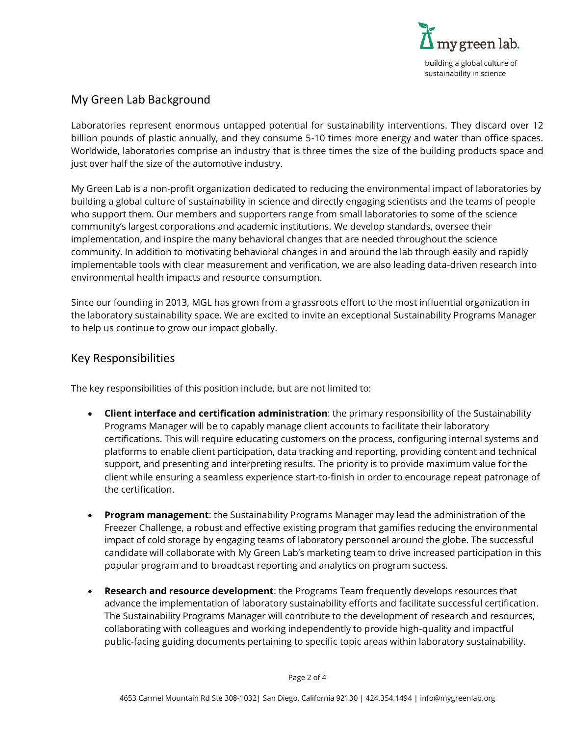## My Green Lab Background

Laboratories represent enormous untapped potential for sustainability interventions. They discard over 12 billion pounds of plastic annually, and they consume 5-10 times more energy and water than office spaces. Worldwide, laboratories comprise an industry that is three times the size of the building products space and just over half the size of the automotive industry.

My Green Lab is a non-profit organization dedicated to reducing the environmental impact of laboratories by building a global culture of sustainability in science and directly engaging scientists and the teams of people who support them. Our members and supporters range from small laboratories to some of the science community's largest corporations and academic institutions. We develop standards, oversee their implementation, and inspire the many behavioral changes that are needed throughout the science community. In addition to motivating behavioral changes in and around the lab through easily and rapidly implementable tools with clear measurement and verification, we are also leading data-driven research into environmental health impacts and resource consumption.

Since our founding in 2013, MGL has grown from a grassroots effort to the most influential organization in the laboratory sustainability space. We are excited to invite an exceptional Sustainability Programs Manager to help us continue to grow our impact globally.

## Key Responsibilities

The key responsibilities of this position include, but are not limited to:

- **Client interface and certification administration**: the primary responsibility of the Sustainability Programs Manager will be to capably manage client accounts to facilitate their laboratory certifications. This will require educating customers on the process, configuring internal systems and platforms to enable client participation, data tracking and reporting, providing content and technical support, and presenting and interpreting results. The priority is to provide maximum value for the client while ensuring a seamless experience start-to-finish in order to encourage repeat patronage of the certification.

- **Program management**: the Sustainability Programs Manager may lead the administration of the Freezer Challenge, a robust and effective existing program that gamifies reducing the environmental impact of cold storage by engaging teams of laboratory personnel around the globe. The successful candidate will collaborate with My Green Lab's marketing team to drive increased participation in this popular program and to broadcast reporting and analytics on program success.

- **Research and resource development**: the Programs Team frequently develops resources that advance the implementation of laboratory sustainability efforts and facilitate successful certification. The Sustainability Programs Manager will contribute to the development of research and resources, collaborating with colleagues and working independently to provide high-quality and impactful public-facing guiding documents pertaining to specific topic areas within laboratory sustainability.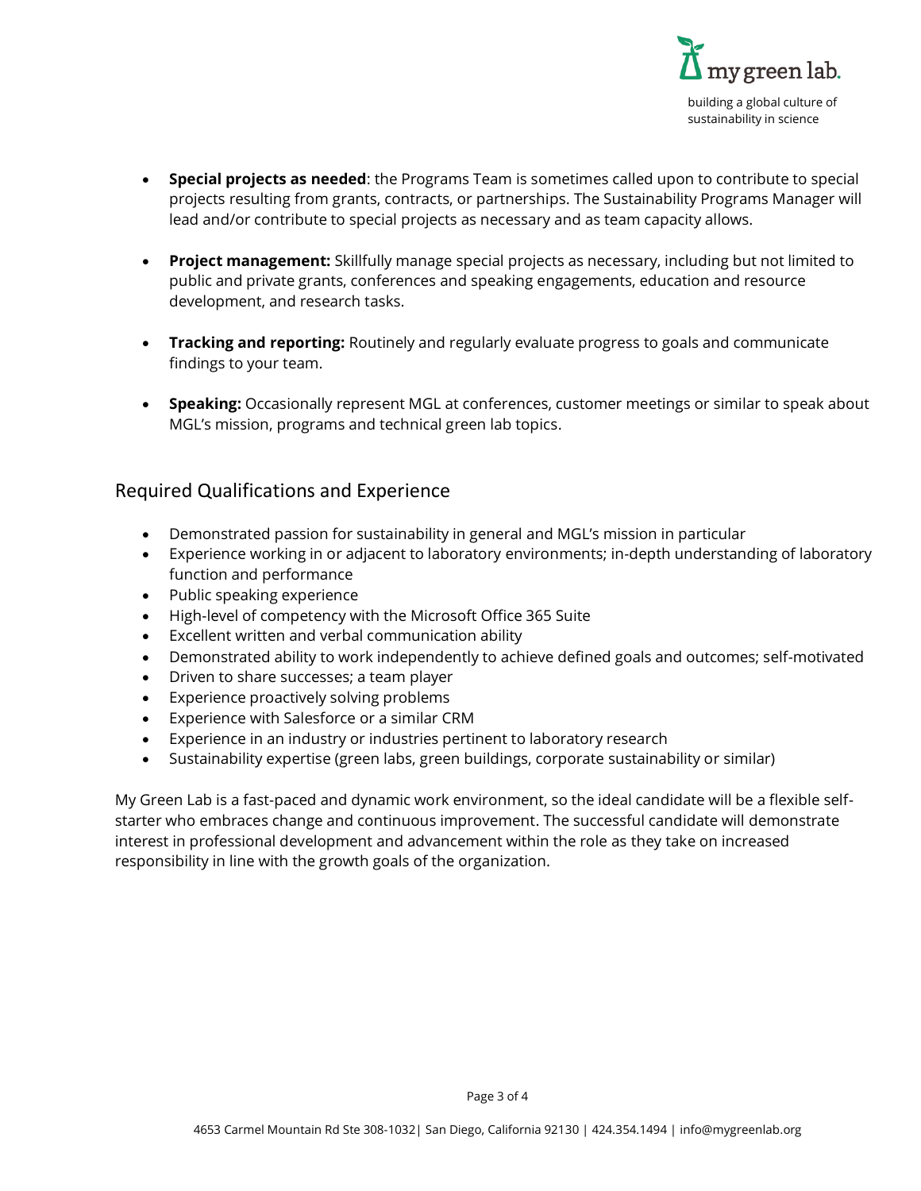- **Special projects as needed**: the Programs Team is sometimes called upon to contribute to special projects resulting from grants, contracts, or partnerships. The Sustainability Programs Manager will lead and/or contribute to special projects as necessary and as team capacity allows.

- **Project management:** Skillfully manage special projects as necessary, including but not limited to public and private grants, conferences and speaking engagements, education and resource development, and research tasks.

- **Tracking and reporting:** Routinely and regularly evaluate progress to goals and communicate findings to your team.

- **Speaking:** Occasionally represent MGL at conferences, customer meetings or similar to speak about MGL's mission, programs and technical green lab topics.

## Required Qualifications and Experience

- Demonstrated passion for sustainability in general and MGL's mission in particular
- Experience working in or adjacent to laboratory environments; in-depth understanding of laboratory function and performance
- Public speaking experience
- High-level of competency with the Microsoft Office 365 Suite
- Excellent written and verbal communication ability
- Demonstrated ability to work independently to achieve defined goals and outcomes; self-motivated
- Driven to share successes; a team player
- Experience proactively solving problems
- Experience with Salesforce or a similar CRM
- Experience in an industry or industries pertinent to laboratory research
- Sustainability expertise (green labs, green buildings, corporate sustainability or similar)

My Green Lab is a fast-paced and dynamic work environment, so the ideal candidate will be a flexible self-starter who embraces change and continuous improvement. The successful candidate will demonstrate interest in professional development and advancement within the role as they take on increased responsibility in line with the growth goals of the organization.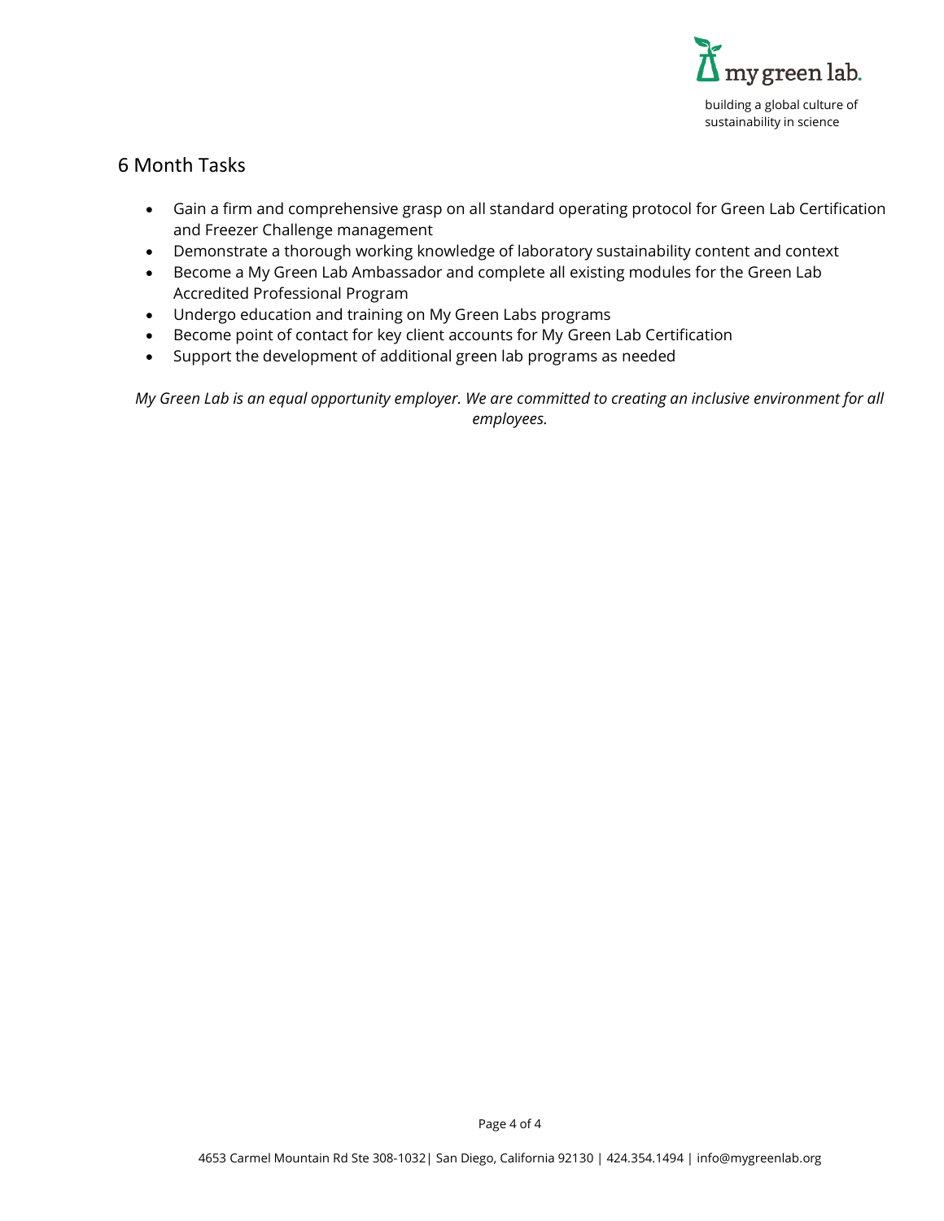## 6 Month Tasks

- Gain a firm and comprehensive grasp on all standard operating protocol for Green Lab Certification and Freezer Challenge management
- Demonstrate a thorough working knowledge of laboratory sustainability content and context
- Become a My Green Lab Ambassador and complete all existing modules for the Green Lab Accredited Professional Program
- Undergo education and training on My Green Labs programs
- Become point of contact for key client accounts for My Green Lab Certification
- Support the development of additional green lab programs as needed

*My Green Lab is an equal opportunity employer. We are committed to creating an inclusive environment for all employees.*